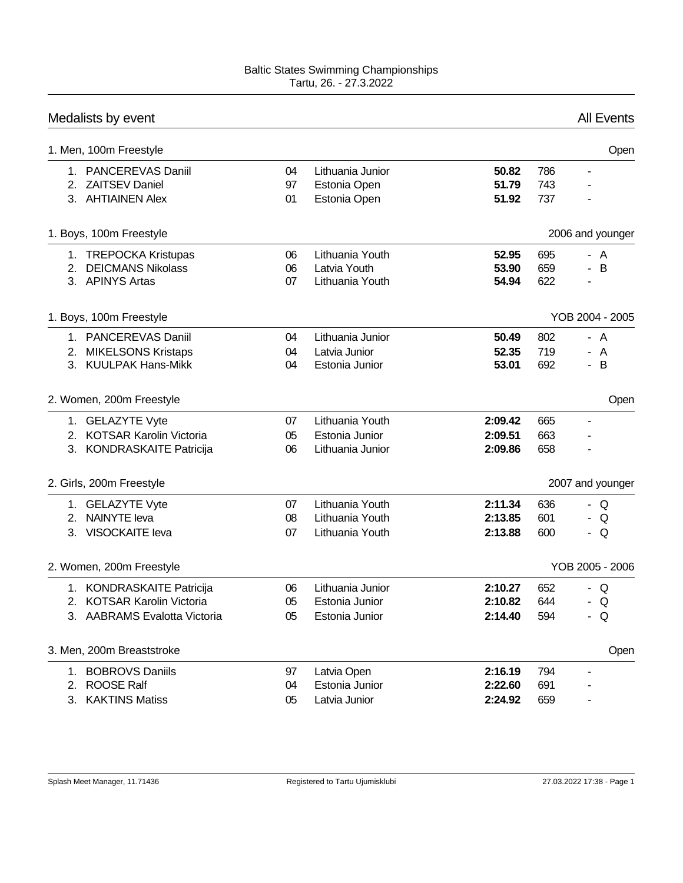Baltic States Swimming Championships
Tartu, 26. - 27.3.2022

## Medalists by event — All Events

### 1. Men, 100m Freestyle — Open

| Place | Name | YOB | Team | Time | Points | |
|---|---|---|---|---|---|---|
| 1. | PANCEREVAS Daniil | 04 | Lithuania Junior | **50.82** | 786 | - |
| 2. | ZAITSEV Daniel | 97 | Estonia Open | **51.79** | 743 | - |
| 3. | AHTIAINEN Alex | 01 | Estonia Open | **51.92** | 737 | - |

### 1. Boys, 100m Freestyle — 2006 and younger

| Place | Name | YOB | Team | Time | Points | |
|---|---|---|---|---|---|---|
| 1. | TREPOCKA Kristupas | 06 | Lithuania Youth | **52.95** | 695 | - A |
| 2. | DEICMANS Nikolass | 06 | Latvia Youth | **53.90** | 659 | - B |
| 3. | APINYS Artas | 07 | Lithuania Youth | **54.94** | 622 | - |

### 1. Boys, 100m Freestyle — YOB 2004 - 2005

| Place | Name | YOB | Team | Time | Points | |
|---|---|---|---|---|---|---|
| 1. | PANCEREVAS Daniil | 04 | Lithuania Junior | **50.49** | 802 | - A |
| 2. | MIKELSONS Kristaps | 04 | Latvia Junior | **52.35** | 719 | - A |
| 3. | KUULPAK Hans-Mikk | 04 | Estonia Junior | **53.01** | 692 | - B |

### 2. Women, 200m Freestyle — Open

| Place | Name | YOB | Team | Time | Points | |
|---|---|---|---|---|---|---|
| 1. | GELAZYTE Vyte | 07 | Lithuania Youth | **2:09.42** | 665 | - |
| 2. | KOTSAR Karolin Victoria | 05 | Estonia Junior | **2:09.51** | 663 | - |
| 3. | KONDRASKAITE Patricija | 06 | Lithuania Junior | **2:09.86** | 658 | - |

### 2. Girls, 200m Freestyle — 2007 and younger

| Place | Name | YOB | Team | Time | Points | |
|---|---|---|---|---|---|---|
| 1. | GELAZYTE Vyte | 07 | Lithuania Youth | **2:11.34** | 636 | - Q |
| 2. | NAINYTE Ieva | 08 | Lithuania Youth | **2:13.85** | 601 | - Q |
| 3. | VISOCKAITE Ieva | 07 | Lithuania Youth | **2:13.88** | 600 | - Q |

### 2. Women, 200m Freestyle — YOB 2005 - 2006

| Place | Name | YOB | Team | Time | Points | |
|---|---|---|---|---|---|---|
| 1. | KONDRASKAITE Patricija | 06 | Lithuania Junior | **2:10.27** | 652 | - Q |
| 2. | KOTSAR Karolin Victoria | 05 | Estonia Junior | **2:10.82** | 644 | - Q |
| 3. | AABRAMS Evalotta Victoria | 05 | Estonia Junior | **2:14.40** | 594 | - Q |

### 3. Men, 200m Breaststroke — Open

| Place | Name | YOB | Team | Time | Points | |
|---|---|---|---|---|---|---|
| 1. | BOBROVS Daniils | 97 | Latvia Open | **2:16.19** | 794 | - |
| 2. | ROOSE Ralf | 04 | Estonia Junior | **2:22.60** | 691 | - |
| 3. | KAKTINS Matiss | 05 | Latvia Junior | **2:24.92** | 659 | - |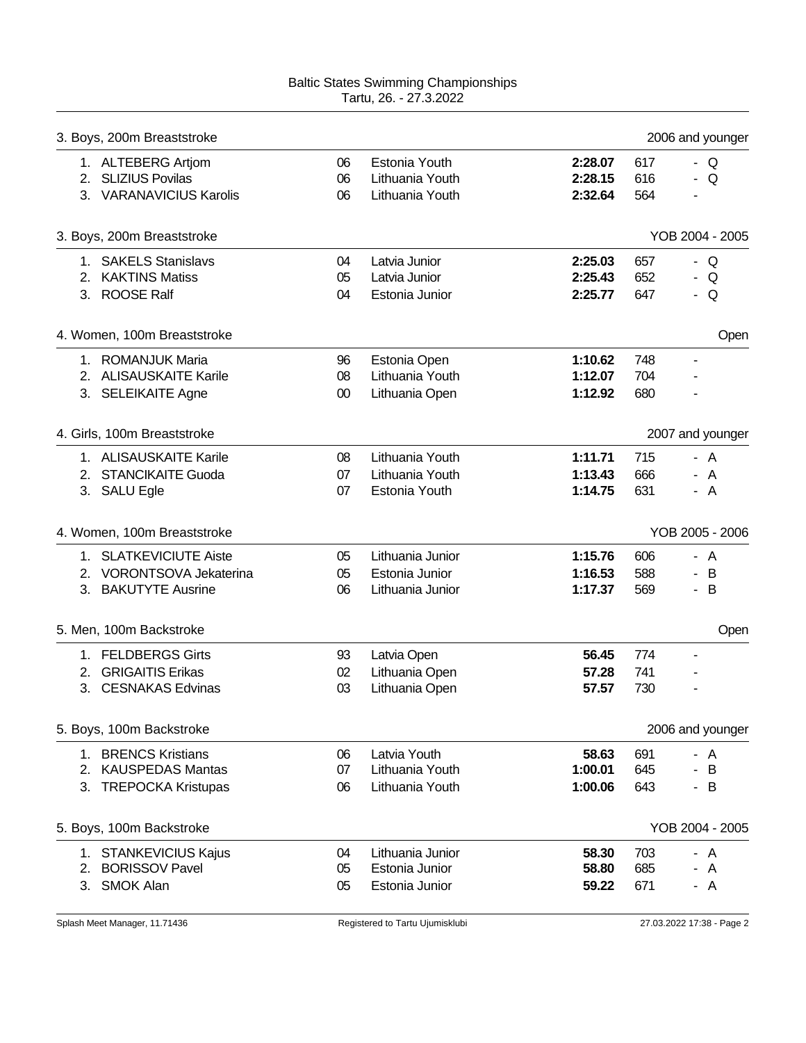Baltic States Swimming Championships
Tartu, 26. - 27.3.2022

### 3. Boys, 200m Breaststroke — 2006 and younger

| | Name | YOB | Team | Time | Points | |
|---|---|---|---|---|---|---|
| 1. | ALTEBERG Artjom | 06 | Estonia Youth | **2:28.07** | 617 | - Q |
| 2. | SLIZIUS Povilas | 06 | Lithuania Youth | **2:28.15** | 616 | - Q |
| 3. | VARANAVICIUS Karolis | 06 | Lithuania Youth | **2:32.64** | 564 | - |

### 3. Boys, 200m Breaststroke — YOB 2004 - 2005

| | Name | YOB | Team | Time | Points | |
|---|---|---|---|---|---|---|
| 1. | SAKELS Stanislavs | 04 | Latvia Junior | **2:25.03** | 657 | - Q |
| 2. | KAKTINS Matiss | 05 | Latvia Junior | **2:25.43** | 652 | - Q |
| 3. | ROOSE Ralf | 04 | Estonia Junior | **2:25.77** | 647 | - Q |

### 4. Women, 100m Breaststroke — Open

| | Name | YOB | Team | Time | Points | |
|---|---|---|---|---|---|---|
| 1. | ROMANJUK Maria | 96 | Estonia Open | **1:10.62** | 748 | - |
| 2. | ALISAUSKAITE Karile | 08 | Lithuania Youth | **1:12.07** | 704 | - |
| 3. | SELEIKAITE Agne | 00 | Lithuania Open | **1:12.92** | 680 | - |

### 4. Girls, 100m Breaststroke — 2007 and younger

| | Name | YOB | Team | Time | Points | |
|---|---|---|---|---|---|---|
| 1. | ALISAUSKAITE Karile | 08 | Lithuania Youth | **1:11.71** | 715 | - A |
| 2. | STANCIKAITE Guoda | 07 | Lithuania Youth | **1:13.43** | 666 | - A |
| 3. | SALU Egle | 07 | Estonia Youth | **1:14.75** | 631 | - A |

### 4. Women, 100m Breaststroke — YOB 2005 - 2006

| | Name | YOB | Team | Time | Points | |
|---|---|---|---|---|---|---|
| 1. | SLATKEVICIUTE Aiste | 05 | Lithuania Junior | **1:15.76** | 606 | - A |
| 2. | VORONTSOVA Jekaterina | 05 | Estonia Junior | **1:16.53** | 588 | - B |
| 3. | BAKUTYTE Ausrine | 06 | Lithuania Junior | **1:17.37** | 569 | - B |

### 5. Men, 100m Backstroke — Open

| | Name | YOB | Team | Time | Points | |
|---|---|---|---|---|---|---|
| 1. | FELDBERGS Girts | 93 | Latvia Open | **56.45** | 774 | - |
| 2. | GRIGAITIS Erikas | 02 | Lithuania Open | **57.28** | 741 | - |
| 3. | CESNAKAS Edvinas | 03 | Lithuania Open | **57.57** | 730 | - |

### 5. Boys, 100m Backstroke — 2006 and younger

| | Name | YOB | Team | Time | Points | |
|---|---|---|---|---|---|---|
| 1. | BRENCS Kristians | 06 | Latvia Youth | **58.63** | 691 | - A |
| 2. | KAUSPEDAS Mantas | 07 | Lithuania Youth | **1:00.01** | 645 | - B |
| 3. | TREPOCKA Kristupas | 06 | Lithuania Youth | **1:00.06** | 643 | - B |

### 5. Boys, 100m Backstroke — YOB 2004 - 2005

| | Name | YOB | Team | Time | Points | |
|---|---|---|---|---|---|---|
| 1. | STANKEVICIUS Kajus | 04 | Lithuania Junior | **58.30** | 703 | - A |
| 2. | BORISSOV Pavel | 05 | Estonia Junior | **58.80** | 685 | - A |
| 3. | SMOK Alan | 05 | Estonia Junior | **59.22** | 671 | - A |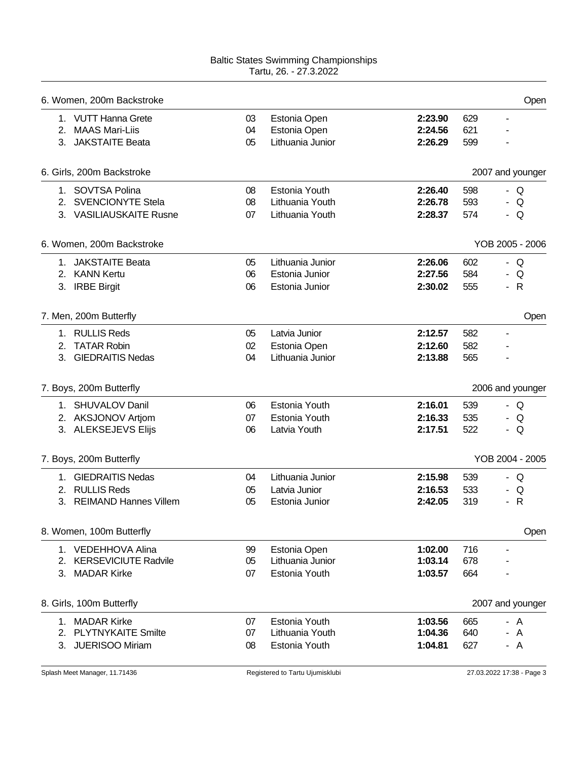Baltic States Swimming Championships
Tartu, 26. - 27.3.2022

## 6. Women, 200m Backstroke — Open

| | Name | YOB | Team | Time | Points | |
|---|---|---|---|---|---|---|
| 1. | VUTT Hanna Grete | 03 | Estonia Open | **2:23.90** | 629 | - |
| 2. | MAAS Mari-Liis | 04 | Estonia Open | **2:24.56** | 621 | - |
| 3. | JAKSTAITE Beata | 05 | Lithuania Junior | **2:26.29** | 599 | - |

## 6. Girls, 200m Backstroke — 2007 and younger

| | Name | YOB | Team | Time | Points | |
|---|---|---|---|---|---|---|
| 1. | SOVTSA Polina | 08 | Estonia Youth | **2:26.40** | 598 | - Q |
| 2. | SVENCIONYTE Stela | 08 | Lithuania Youth | **2:26.78** | 593 | - Q |
| 3. | VASILIAUSKAITE Rusne | 07 | Lithuania Youth | **2:28.37** | 574 | - Q |

## 6. Women, 200m Backstroke — YOB 2005 - 2006

| | Name | YOB | Team | Time | Points | |
|---|---|---|---|---|---|---|
| 1. | JAKSTAITE Beata | 05 | Lithuania Junior | **2:26.06** | 602 | - Q |
| 2. | KANN Kertu | 06 | Estonia Junior | **2:27.56** | 584 | - Q |
| 3. | IRBE Birgit | 06 | Estonia Junior | **2:30.02** | 555 | - R |

## 7. Men, 200m Butterfly — Open

| | Name | YOB | Team | Time | Points | |
|---|---|---|---|---|---|---|
| 1. | RULLIS Reds | 05 | Latvia Junior | **2:12.57** | 582 | - |
| 2. | TATAR Robin | 02 | Estonia Open | **2:12.60** | 582 | - |
| 3. | GIEDRAITIS Nedas | 04 | Lithuania Junior | **2:13.88** | 565 | - |

## 7. Boys, 200m Butterfly — 2006 and younger

| | Name | YOB | Team | Time | Points | |
|---|---|---|---|---|---|---|
| 1. | SHUVALOV Danil | 06 | Estonia Youth | **2:16.01** | 539 | - Q |
| 2. | AKSJONOV Artjom | 07 | Estonia Youth | **2:16.33** | 535 | - Q |
| 3. | ALEKSEJEVS Elijs | 06 | Latvia Youth | **2:17.51** | 522 | - Q |

## 7. Boys, 200m Butterfly — YOB 2004 - 2005

| | Name | YOB | Team | Time | Points | |
|---|---|---|---|---|---|---|
| 1. | GIEDRAITIS Nedas | 04 | Lithuania Junior | **2:15.98** | 539 | - Q |
| 2. | RULLIS Reds | 05 | Latvia Junior | **2:16.53** | 533 | - Q |
| 3. | REIMAND Hannes Villem | 05 | Estonia Junior | **2:42.05** | 319 | - R |

## 8. Women, 100m Butterfly — Open

| | Name | YOB | Team | Time | Points | |
|---|---|---|---|---|---|---|
| 1. | VEDEHHOVA Alina | 99 | Estonia Open | **1:02.00** | 716 | - |
| 2. | KERSEVICIUTE Radvile | 05 | Lithuania Junior | **1:03.14** | 678 | - |
| 3. | MADAR Kirke | 07 | Estonia Youth | **1:03.57** | 664 | - |

## 8. Girls, 100m Butterfly — 2007 and younger

| | Name | YOB | Team | Time | Points | |
|---|---|---|---|---|---|---|
| 1. | MADAR Kirke | 07 | Estonia Youth | **1:03.56** | 665 | - A |
| 2. | PLYTNYKAITE Smilte | 07 | Lithuania Youth | **1:04.36** | 640 | - A |
| 3. | JUERISOO Miriam | 08 | Estonia Youth | **1:04.81** | 627 | - A |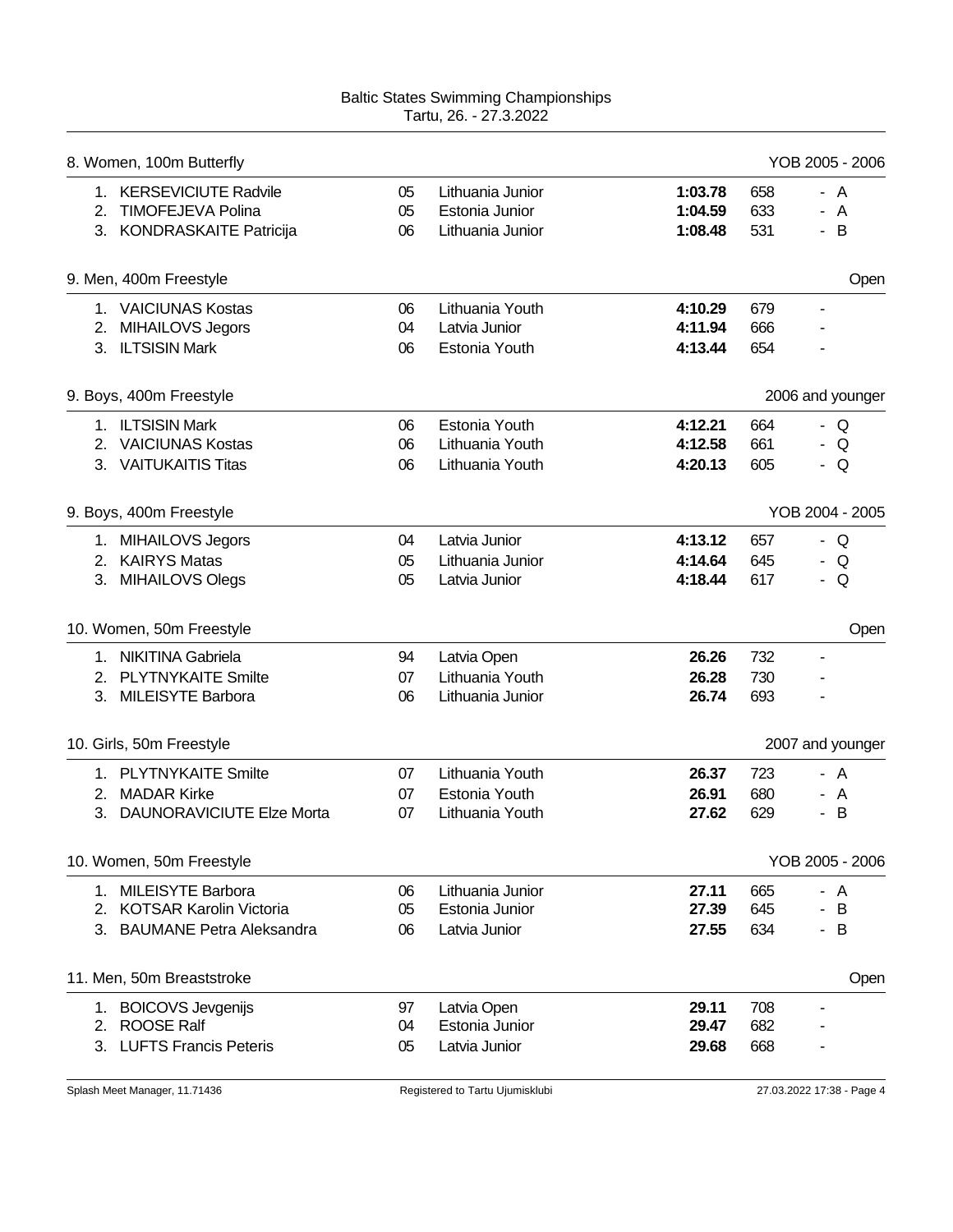Baltic States Swimming Championships
Tartu, 26. - 27.3.2022

## 8. Women, 100m Butterfly — YOB 2005 - 2006

| Place | Name | YOB | Team | Time | Points | |
|---|---|---|---|---|---|---|
| 1. | KERSEVICIUTE Radvile | 05 | Lithuania Junior | **1:03.78** | 658 | - A |
| 2. | TIMOFEJEVA Polina | 05 | Estonia Junior | **1:04.59** | 633 | - A |
| 3. | KONDRASKAITE Patricija | 06 | Lithuania Junior | **1:08.48** | 531 | - B |

## 9. Men, 400m Freestyle — Open

| Place | Name | YOB | Team | Time | Points | |
|---|---|---|---|---|---|---|
| 1. | VAICIUNAS Kostas | 06 | Lithuania Youth | **4:10.29** | 679 | - |
| 2. | MIHAILOVS Jegors | 04 | Latvia Junior | **4:11.94** | 666 | - |
| 3. | ILTSISIN Mark | 06 | Estonia Youth | **4:13.44** | 654 | - |

## 9. Boys, 400m Freestyle — 2006 and younger

| Place | Name | YOB | Team | Time | Points | |
|---|---|---|---|---|---|---|
| 1. | ILTSISIN Mark | 06 | Estonia Youth | **4:12.21** | 664 | - Q |
| 2. | VAICIUNAS Kostas | 06 | Lithuania Youth | **4:12.58** | 661 | - Q |
| 3. | VAITUKAITIS Titas | 06 | Lithuania Youth | **4:20.13** | 605 | - Q |

## 9. Boys, 400m Freestyle — YOB 2004 - 2005

| Place | Name | YOB | Team | Time | Points | |
|---|---|---|---|---|---|---|
| 1. | MIHAILOVS Jegors | 04 | Latvia Junior | **4:13.12** | 657 | - Q |
| 2. | KAIRYS Matas | 05 | Lithuania Junior | **4:14.64** | 645 | - Q |
| 3. | MIHAILOVS Olegs | 05 | Latvia Junior | **4:18.44** | 617 | - Q |

## 10. Women, 50m Freestyle — Open

| Place | Name | YOB | Team | Time | Points | |
|---|---|---|---|---|---|---|
| 1. | NIKITINA Gabriela | 94 | Latvia Open | **26.26** | 732 | - |
| 2. | PLYTNYKAITE Smilte | 07 | Lithuania Youth | **26.28** | 730 | - |
| 3. | MILEISYTE Barbora | 06 | Lithuania Junior | **26.74** | 693 | - |

## 10. Girls, 50m Freestyle — 2007 and younger

| Place | Name | YOB | Team | Time | Points | |
|---|---|---|---|---|---|---|
| 1. | PLYTNYKAITE Smilte | 07 | Lithuania Youth | **26.37** | 723 | - A |
| 2. | MADAR Kirke | 07 | Estonia Youth | **26.91** | 680 | - A |
| 3. | DAUNORAVICIUTE Elze Morta | 07 | Lithuania Youth | **27.62** | 629 | - B |

## 10. Women, 50m Freestyle — YOB 2005 - 2006

| Place | Name | YOB | Team | Time | Points | |
|---|---|---|---|---|---|---|
| 1. | MILEISYTE Barbora | 06 | Lithuania Junior | **27.11** | 665 | - A |
| 2. | KOTSAR Karolin Victoria | 05 | Estonia Junior | **27.39** | 645 | - B |
| 3. | BAUMANE Petra Aleksandra | 06 | Latvia Junior | **27.55** | 634 | - B |

## 11. Men, 50m Breaststroke — Open

| Place | Name | YOB | Team | Time | Points | |
|---|---|---|---|---|---|---|
| 1. | BOICOVS Jevgenijs | 97 | Latvia Open | **29.11** | 708 | - |
| 2. | ROOSE Ralf | 04 | Estonia Junior | **29.47** | 682 | - |
| 3. | LUFTS Francis Peteris | 05 | Latvia Junior | **29.68** | 668 | - |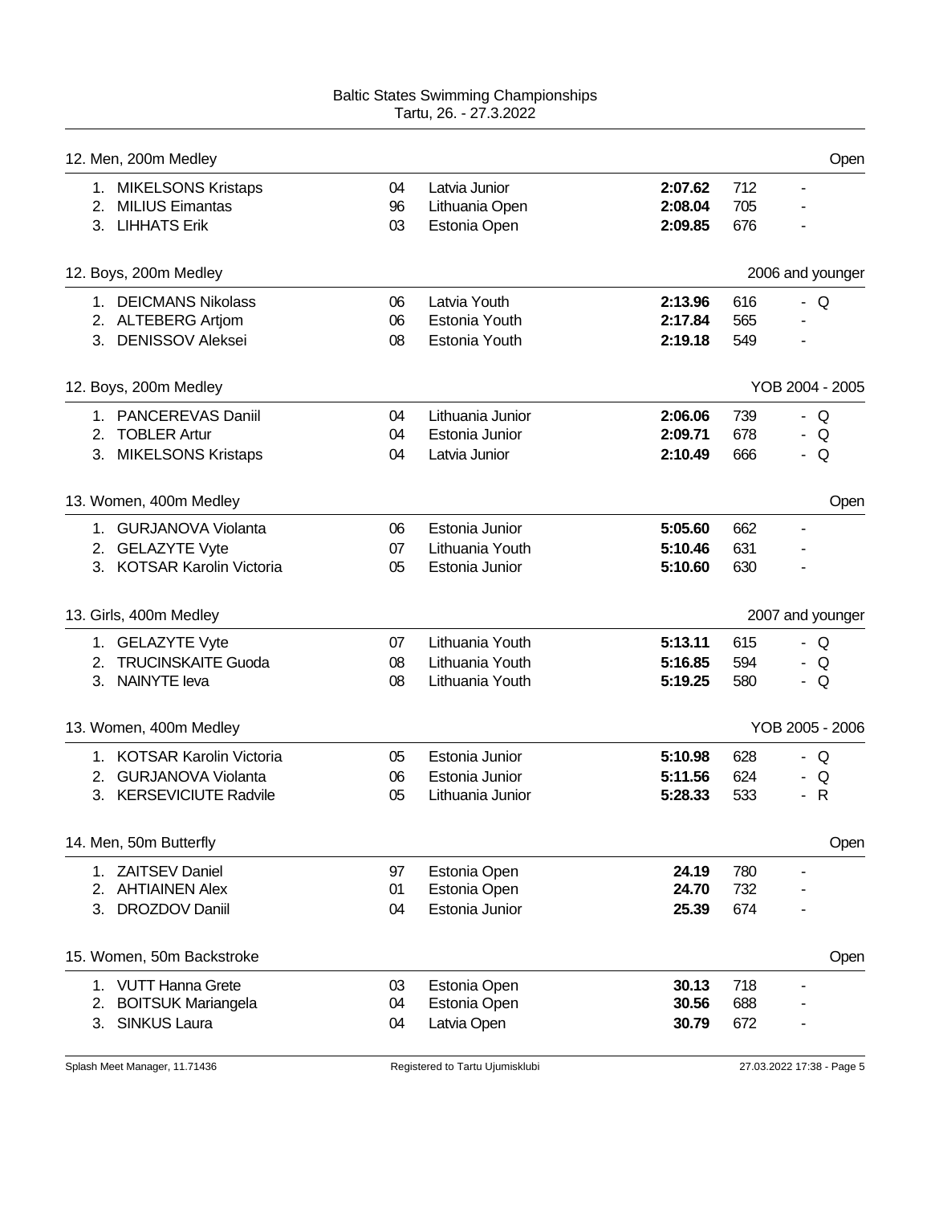Baltic States Swimming Championships
Tartu, 26. - 27.3.2022

## 12. Men, 200m Medley — Open

| Place | Name | YOB | Team | Time | Points | |
|---|---|---|---|---|---|---|
| 1. | MIKELSONS Kristaps | 04 | Latvia Junior | **2:07.62** | 712 | - |
| 2. | MILIUS Eimantas | 96 | Lithuania Open | **2:08.04** | 705 | - |
| 3. | LIHHATS Erik | 03 | Estonia Open | **2:09.85** | 676 | - |

## 12. Boys, 200m Medley — 2006 and younger

| Place | Name | YOB | Team | Time | Points | |
|---|---|---|---|---|---|---|
| 1. | DEICMANS Nikolass | 06 | Latvia Youth | **2:13.96** | 616 | - Q |
| 2. | ALTEBERG Artjom | 06 | Estonia Youth | **2:17.84** | 565 | - |
| 3. | DENISSOV Aleksei | 08 | Estonia Youth | **2:19.18** | 549 | - |

## 12. Boys, 200m Medley — YOB 2004 - 2005

| Place | Name | YOB | Team | Time | Points | |
|---|---|---|---|---|---|---|
| 1. | PANCEREVAS Daniil | 04 | Lithuania Junior | **2:06.06** | 739 | - Q |
| 2. | TOBLER Artur | 04 | Estonia Junior | **2:09.71** | 678 | - Q |
| 3. | MIKELSONS Kristaps | 04 | Latvia Junior | **2:10.49** | 666 | - Q |

## 13. Women, 400m Medley — Open

| Place | Name | YOB | Team | Time | Points | |
|---|---|---|---|---|---|---|
| 1. | GURJANOVA Violanta | 06 | Estonia Junior | **5:05.60** | 662 | - |
| 2. | GELAZYTE Vyte | 07 | Lithuania Youth | **5:10.46** | 631 | - |
| 3. | KOTSAR Karolin Victoria | 05 | Estonia Junior | **5:10.60** | 630 | - |

## 13. Girls, 400m Medley — 2007 and younger

| Place | Name | YOB | Team | Time | Points | |
|---|---|---|---|---|---|---|
| 1. | GELAZYTE Vyte | 07 | Lithuania Youth | **5:13.11** | 615 | - Q |
| 2. | TRUCINSKAITE Guoda | 08 | Lithuania Youth | **5:16.85** | 594 | - Q |
| 3. | NAINYTE Ieva | 08 | Lithuania Youth | **5:19.25** | 580 | - Q |

## 13. Women, 400m Medley — YOB 2005 - 2006

| Place | Name | YOB | Team | Time | Points | |
|---|---|---|---|---|---|---|
| 1. | KOTSAR Karolin Victoria | 05 | Estonia Junior | **5:10.98** | 628 | - Q |
| 2. | GURJANOVA Violanta | 06 | Estonia Junior | **5:11.56** | 624 | - Q |
| 3. | KERSEVICIUTE Radvile | 05 | Lithuania Junior | **5:28.33** | 533 | - R |

## 14. Men, 50m Butterfly — Open

| Place | Name | YOB | Team | Time | Points | |
|---|---|---|---|---|---|---|
| 1. | ZAITSEV Daniel | 97 | Estonia Open | **24.19** | 780 | - |
| 2. | AHTIAINEN Alex | 01 | Estonia Open | **24.70** | 732 | - |
| 3. | DROZDOV Daniil | 04 | Estonia Junior | **25.39** | 674 | - |

## 15. Women, 50m Backstroke — Open

| Place | Name | YOB | Team | Time | Points | |
|---|---|---|---|---|---|---|
| 1. | VUTT Hanna Grete | 03 | Estonia Open | **30.13** | 718 | - |
| 2. | BOITSUK Mariangela | 04 | Estonia Open | **30.56** | 688 | - |
| 3. | SINKUS Laura | 04 | Latvia Open | **30.79** | 672 | - |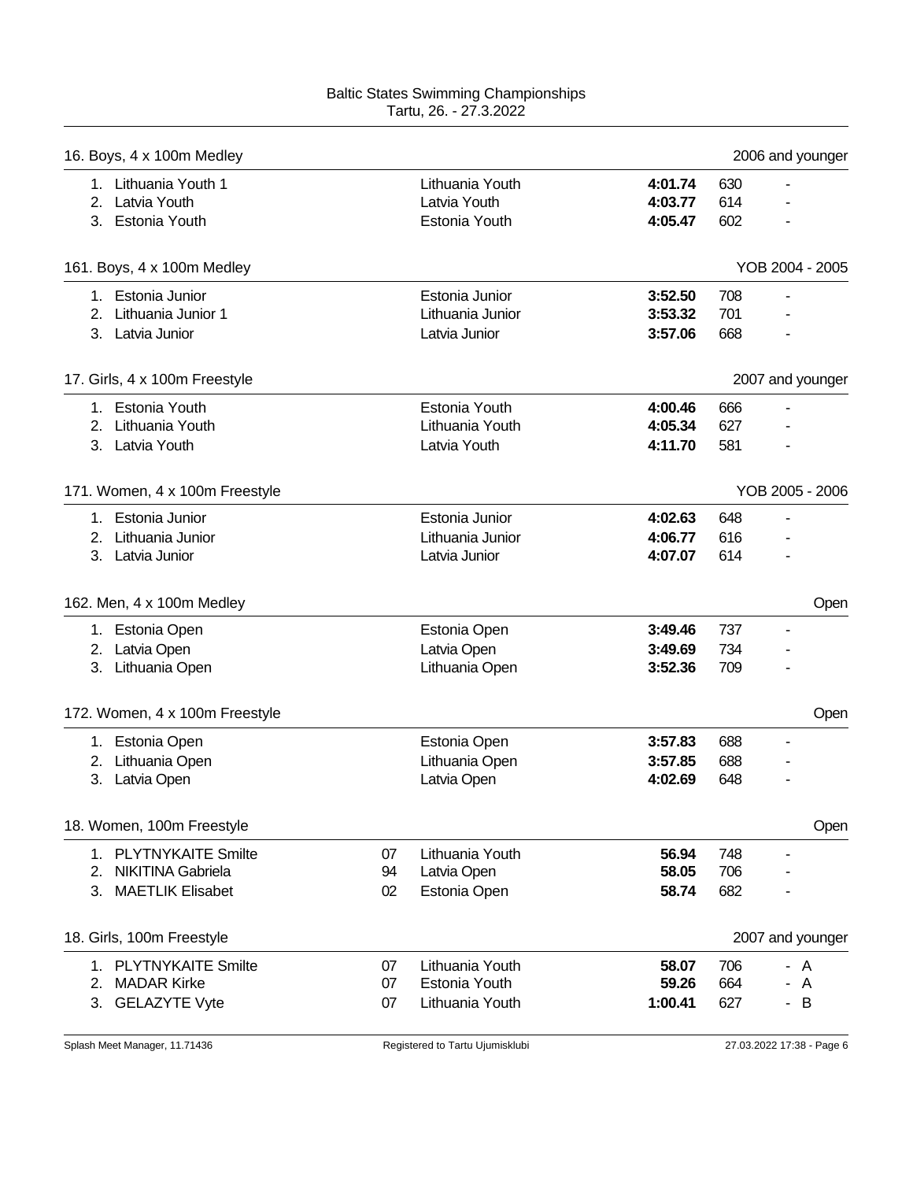Baltic States Swimming Championships
Tartu, 26. - 27.3.2022

### 16. Boys, 4 x 100m Medley — 2006 and younger

| Place | Name | YOB | Club | Time | Points | |
|---|---|---|---|---|---|---|
| 1. | Lithuania Youth 1 | | Lithuania Youth | **4:01.74** | 630 | - |
| 2. | Latvia Youth | | Latvia Youth | **4:03.77** | 614 | - |
| 3. | Estonia Youth | | Estonia Youth | **4:05.47** | 602 | - |

### 161. Boys, 4 x 100m Medley — YOB 2004 - 2005

| Place | Name | YOB | Club | Time | Points | |
|---|---|---|---|---|---|---|
| 1. | Estonia Junior | | Estonia Junior | **3:52.50** | 708 | - |
| 2. | Lithuania Junior 1 | | Lithuania Junior | **3:53.32** | 701 | - |
| 3. | Latvia Junior | | Latvia Junior | **3:57.06** | 668 | - |

### 17. Girls, 4 x 100m Freestyle — 2007 and younger

| Place | Name | YOB | Club | Time | Points | |
|---|---|---|---|---|---|---|
| 1. | Estonia Youth | | Estonia Youth | **4:00.46** | 666 | - |
| 2. | Lithuania Youth | | Lithuania Youth | **4:05.34** | 627 | - |
| 3. | Latvia Youth | | Latvia Youth | **4:11.70** | 581 | - |

### 171. Women, 4 x 100m Freestyle — YOB 2005 - 2006

| Place | Name | YOB | Club | Time | Points | |
|---|---|---|---|---|---|---|
| 1. | Estonia Junior | | Estonia Junior | **4:02.63** | 648 | - |
| 2. | Lithuania Junior | | Lithuania Junior | **4:06.77** | 616 | - |
| 3. | Latvia Junior | | Latvia Junior | **4:07.07** | 614 | - |

### 162. Men, 4 x 100m Medley — Open

| Place | Name | YOB | Club | Time | Points | |
|---|---|---|---|---|---|---|
| 1. | Estonia Open | | Estonia Open | **3:49.46** | 737 | - |
| 2. | Latvia Open | | Latvia Open | **3:49.69** | 734 | - |
| 3. | Lithuania Open | | Lithuania Open | **3:52.36** | 709 | - |

### 172. Women, 4 x 100m Freestyle — Open

| Place | Name | YOB | Club | Time | Points | |
|---|---|---|---|---|---|---|
| 1. | Estonia Open | | Estonia Open | **3:57.83** | 688 | - |
| 2. | Lithuania Open | | Lithuania Open | **3:57.85** | 688 | - |
| 3. | Latvia Open | | Latvia Open | **4:02.69** | 648 | - |

### 18. Women, 100m Freestyle — Open

| Place | Name | YOB | Club | Time | Points | |
|---|---|---|---|---|---|---|
| 1. | PLYTNYKAITE Smilte | 07 | Lithuania Youth | **56.94** | 748 | - |
| 2. | NIKITINA Gabriela | 94 | Latvia Open | **58.05** | 706 | - |
| 3. | MAETLIK Elisabet | 02 | Estonia Open | **58.74** | 682 | - |

### 18. Girls, 100m Freestyle — 2007 and younger

| Place | Name | YOB | Club | Time | Points | |
|---|---|---|---|---|---|---|
| 1. | PLYTNYKAITE Smilte | 07 | Lithuania Youth | **58.07** | 706 | - A |
| 2. | MADAR Kirke | 07 | Estonia Youth | **59.26** | 664 | - A |
| 3. | GELAZYTE Vyte | 07 | Lithuania Youth | **1:00.41** | 627 | - B |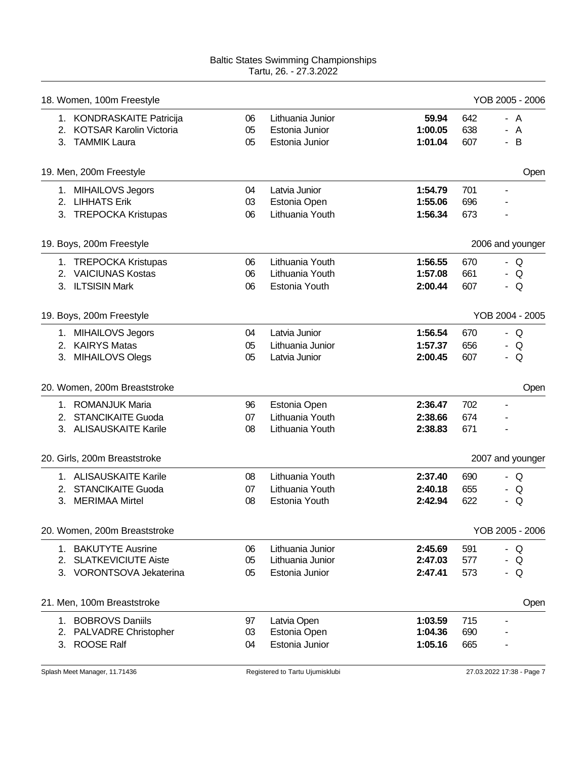Baltic States Swimming Championships
Tartu, 26. - 27.3.2022

## 18. Women, 100m Freestyle — YOB 2005 - 2006

| Place | Name | YOB | Team | Time | Points | |
|---|---|---|---|---|---|---|
| 1. | KONDRASKAITE Patricija | 06 | Lithuania Junior | **59.94** | 642 | - A |
| 2. | KOTSAR Karolin Victoria | 05 | Estonia Junior | **1:00.05** | 638 | - A |
| 3. | TAMMIK Laura | 05 | Estonia Junior | **1:01.04** | 607 | - B |

## 19. Men, 200m Freestyle — Open

| Place | Name | YOB | Team | Time | Points | |
|---|---|---|---|---|---|---|
| 1. | MIHAILOVS Jegors | 04 | Latvia Junior | **1:54.79** | 701 | - |
| 2. | LIHHATS Erik | 03 | Estonia Open | **1:55.06** | 696 | - |
| 3. | TREPOCKA Kristupas | 06 | Lithuania Youth | **1:56.34** | 673 | - |

## 19. Boys, 200m Freestyle — 2006 and younger

| Place | Name | YOB | Team | Time | Points | |
|---|---|---|---|---|---|---|
| 1. | TREPOCKA Kristupas | 06 | Lithuania Youth | **1:56.55** | 670 | - Q |
| 2. | VAICIUNAS Kostas | 06 | Lithuania Youth | **1:57.08** | 661 | - Q |
| 3. | ILTSISIN Mark | 06 | Estonia Youth | **2:00.44** | 607 | - Q |

## 19. Boys, 200m Freestyle — YOB 2004 - 2005

| Place | Name | YOB | Team | Time | Points | |
|---|---|---|---|---|---|---|
| 1. | MIHAILOVS Jegors | 04 | Latvia Junior | **1:56.54** | 670 | - Q |
| 2. | KAIRYS Matas | 05 | Lithuania Junior | **1:57.37** | 656 | - Q |
| 3. | MIHAILOVS Olegs | 05 | Latvia Junior | **2:00.45** | 607 | - Q |

## 20. Women, 200m Breaststroke — Open

| Place | Name | YOB | Team | Time | Points | |
|---|---|---|---|---|---|---|
| 1. | ROMANJUK Maria | 96 | Estonia Open | **2:36.47** | 702 | - |
| 2. | STANCIKAITE Guoda | 07 | Lithuania Youth | **2:38.66** | 674 | - |
| 3. | ALISAUSKAITE Karile | 08 | Lithuania Youth | **2:38.83** | 671 | - |

## 20. Girls, 200m Breaststroke — 2007 and younger

| Place | Name | YOB | Team | Time | Points | |
|---|---|---|---|---|---|---|
| 1. | ALISAUSKAITE Karile | 08 | Lithuania Youth | **2:37.40** | 690 | - Q |
| 2. | STANCIKAITE Guoda | 07 | Lithuania Youth | **2:40.18** | 655 | - Q |
| 3. | MERIMAA Mirtel | 08 | Estonia Youth | **2:42.94** | 622 | - Q |

## 20. Women, 200m Breaststroke — YOB 2005 - 2006

| Place | Name | YOB | Team | Time | Points | |
|---|---|---|---|---|---|---|
| 1. | BAKUTYTE Ausrine | 06 | Lithuania Junior | **2:45.69** | 591 | - Q |
| 2. | SLATKEVICIUTE Aiste | 05 | Lithuania Junior | **2:47.03** | 577 | - Q |
| 3. | VORONTSOVA Jekaterina | 05 | Estonia Junior | **2:47.41** | 573 | - Q |

## 21. Men, 100m Breaststroke — Open

| Place | Name | YOB | Team | Time | Points | |
|---|---|---|---|---|---|---|
| 1. | BOBROVS Daniils | 97 | Latvia Open | **1:03.59** | 715 | - |
| 2. | PALVADRE Christopher | 03 | Estonia Open | **1:04.36** | 690 | - |
| 3. | ROOSE Ralf | 04 | Estonia Junior | **1:05.16** | 665 | - |

Splash Meet Manager, 11.71436 — Registered to Tartu Ujumisklubi — 27.03.2022 17:38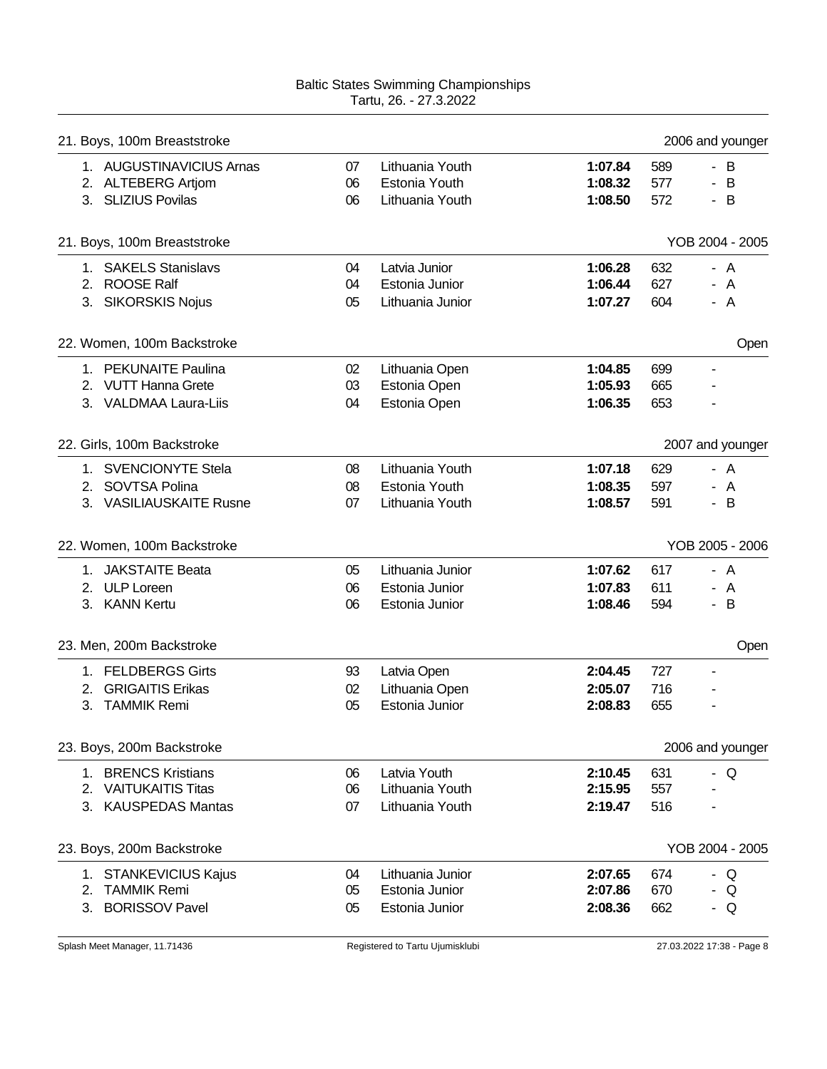Baltic States Swimming Championships
Tartu, 26. - 27.3.2022

### 21. Boys, 100m Breaststroke — 2006 and younger

| Place | Name | YOB | Team | Time | Points | |
|---|---|---|---|---|---|---|
| 1. | AUGUSTINAVICIUS Arnas | 07 | Lithuania Youth | **1:07.84** | 589 | - B |
| 2. | ALTEBERG Artjom | 06 | Estonia Youth | **1:08.32** | 577 | - B |
| 3. | SLIZIUS Povilas | 06 | Lithuania Youth | **1:08.50** | 572 | - B |

### 21. Boys, 100m Breaststroke — YOB 2004 - 2005

| Place | Name | YOB | Team | Time | Points | |
|---|---|---|---|---|---|---|
| 1. | SAKELS Stanislavs | 04 | Latvia Junior | **1:06.28** | 632 | - A |
| 2. | ROOSE Ralf | 04 | Estonia Junior | **1:06.44** | 627 | - A |
| 3. | SIKORSKIS Nojus | 05 | Lithuania Junior | **1:07.27** | 604 | - A |

### 22. Women, 100m Backstroke — Open

| Place | Name | YOB | Team | Time | Points | |
|---|---|---|---|---|---|---|
| 1. | PEKUNAITE Paulina | 02 | Lithuania Open | **1:04.85** | 699 | - |
| 2. | VUTT Hanna Grete | 03 | Estonia Open | **1:05.93** | 665 | - |
| 3. | VALDMAA Laura-Liis | 04 | Estonia Open | **1:06.35** | 653 | - |

### 22. Girls, 100m Backstroke — 2007 and younger

| Place | Name | YOB | Team | Time | Points | |
|---|---|---|---|---|---|---|
| 1. | SVENCIONYTE Stela | 08 | Lithuania Youth | **1:07.18** | 629 | - A |
| 2. | SOVTSA Polina | 08 | Estonia Youth | **1:08.35** | 597 | - A |
| 3. | VASILIAUSKAITE Rusne | 07 | Lithuania Youth | **1:08.57** | 591 | - B |

### 22. Women, 100m Backstroke — YOB 2005 - 2006

| Place | Name | YOB | Team | Time | Points | |
|---|---|---|---|---|---|---|
| 1. | JAKSTAITE Beata | 05 | Lithuania Junior | **1:07.62** | 617 | - A |
| 2. | ULP Loreen | 06 | Estonia Junior | **1:07.83** | 611 | - A |
| 3. | KANN Kertu | 06 | Estonia Junior | **1:08.46** | 594 | - B |

### 23. Men, 200m Backstroke — Open

| Place | Name | YOB | Team | Time | Points | |
|---|---|---|---|---|---|---|
| 1. | FELDBERGS Girts | 93 | Latvia Open | **2:04.45** | 727 | - |
| 2. | GRIGAITIS Erikas | 02 | Lithuania Open | **2:05.07** | 716 | - |
| 3. | TAMMIK Remi | 05 | Estonia Junior | **2:08.83** | 655 | - |

### 23. Boys, 200m Backstroke — 2006 and younger

| Place | Name | YOB | Team | Time | Points | |
|---|---|---|---|---|---|---|
| 1. | BRENCS Kristians | 06 | Latvia Youth | **2:10.45** | 631 | - Q |
| 2. | VAITUKAITIS Titas | 06 | Lithuania Youth | **2:15.95** | 557 | - |
| 3. | KAUSPEDAS Mantas | 07 | Lithuania Youth | **2:19.47** | 516 | - |

### 23. Boys, 200m Backstroke — YOB 2004 - 2005

| Place | Name | YOB | Team | Time | Points | |
|---|---|---|---|---|---|---|
| 1. | STANKEVICIUS Kajus | 04 | Lithuania Junior | **2:07.65** | 674 | - Q |
| 2. | TAMMIK Remi | 05 | Estonia Junior | **2:07.86** | 670 | - Q |
| 3. | BORISSOV Pavel | 05 | Estonia Junior | **2:08.36** | 662 | - Q |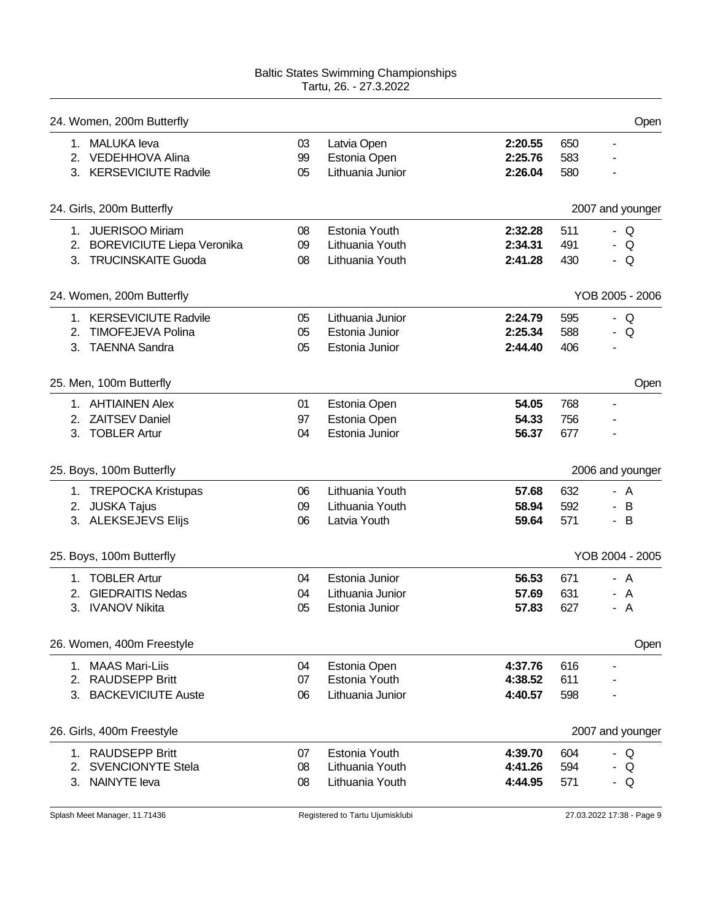Baltic States Swimming Championships
Tartu, 26. - 27.3.2022

### 24. Women, 200m Butterfly — Open

| Place | Name | YOB | Team | Time | Points | |
|---|---|---|---|---|---|---|
| 1. | MALUKA Ieva | 03 | Latvia Open | **2:20.55** | 650 | - |
| 2. | VEDEHHOVA Alina | 99 | Estonia Open | **2:25.76** | 583 | - |
| 3. | KERSEVICIUTE Radvile | 05 | Lithuania Junior | **2:26.04** | 580 | - |

### 24. Girls, 200m Butterfly — 2007 and younger

| Place | Name | YOB | Team | Time | Points | |
|---|---|---|---|---|---|---|
| 1. | JUERISOO Miriam | 08 | Estonia Youth | **2:32.28** | 511 | - Q |
| 2. | BOREVICIUTE Liepa Veronika | 09 | Lithuania Youth | **2:34.31** | 491 | - Q |
| 3. | TRUCINSKAITE Guoda | 08 | Lithuania Youth | **2:41.28** | 430 | - Q |

### 24. Women, 200m Butterfly — YOB 2005 - 2006

| Place | Name | YOB | Team | Time | Points | |
|---|---|---|---|---|---|---|
| 1. | KERSEVICIUTE Radvile | 05 | Lithuania Junior | **2:24.79** | 595 | - Q |
| 2. | TIMOFEJEVA Polina | 05 | Estonia Junior | **2:25.34** | 588 | - Q |
| 3. | TAENNA Sandra | 05 | Estonia Junior | **2:44.40** | 406 | - |

### 25. Men, 100m Butterfly — Open

| Place | Name | YOB | Team | Time | Points | |
|---|---|---|---|---|---|---|
| 1. | AHTIAINEN Alex | 01 | Estonia Open | **54.05** | 768 | - |
| 2. | ZAITSEV Daniel | 97 | Estonia Open | **54.33** | 756 | - |
| 3. | TOBLER Artur | 04 | Estonia Junior | **56.37** | 677 | - |

### 25. Boys, 100m Butterfly — 2006 and younger

| Place | Name | YOB | Team | Time | Points | |
|---|---|---|---|---|---|---|
| 1. | TREPOCKA Kristupas | 06 | Lithuania Youth | **57.68** | 632 | - A |
| 2. | JUSKA Tajus | 09 | Lithuania Youth | **58.94** | 592 | - B |
| 3. | ALEKSEJEVS Elijs | 06 | Latvia Youth | **59.64** | 571 | - B |

### 25. Boys, 100m Butterfly — YOB 2004 - 2005

| Place | Name | YOB | Team | Time | Points | |
|---|---|---|---|---|---|---|
| 1. | TOBLER Artur | 04 | Estonia Junior | **56.53** | 671 | - A |
| 2. | GIEDRAITIS Nedas | 04 | Lithuania Junior | **57.69** | 631 | - A |
| 3. | IVANOV Nikita | 05 | Estonia Junior | **57.83** | 627 | - A |

### 26. Women, 400m Freestyle — Open

| Place | Name | YOB | Team | Time | Points | |
|---|---|---|---|---|---|---|
| 1. | MAAS Mari-Liis | 04 | Estonia Open | **4:37.76** | 616 | - |
| 2. | RAUDSEPP Britt | 07 | Estonia Youth | **4:38.52** | 611 | - |
| 3. | BACKEVICIUTE Auste | 06 | Lithuania Junior | **4:40.57** | 598 | - |

### 26. Girls, 400m Freestyle — 2007 and younger

| Place | Name | YOB | Team | Time | Points | |
|---|---|---|---|---|---|---|
| 1. | RAUDSEPP Britt | 07 | Estonia Youth | **4:39.70** | 604 | - Q |
| 2. | SVENCIONYTE Stela | 08 | Lithuania Youth | **4:41.26** | 594 | - Q |
| 3. | NAINYTE Ieva | 08 | Lithuania Youth | **4:44.95** | 571 | - Q |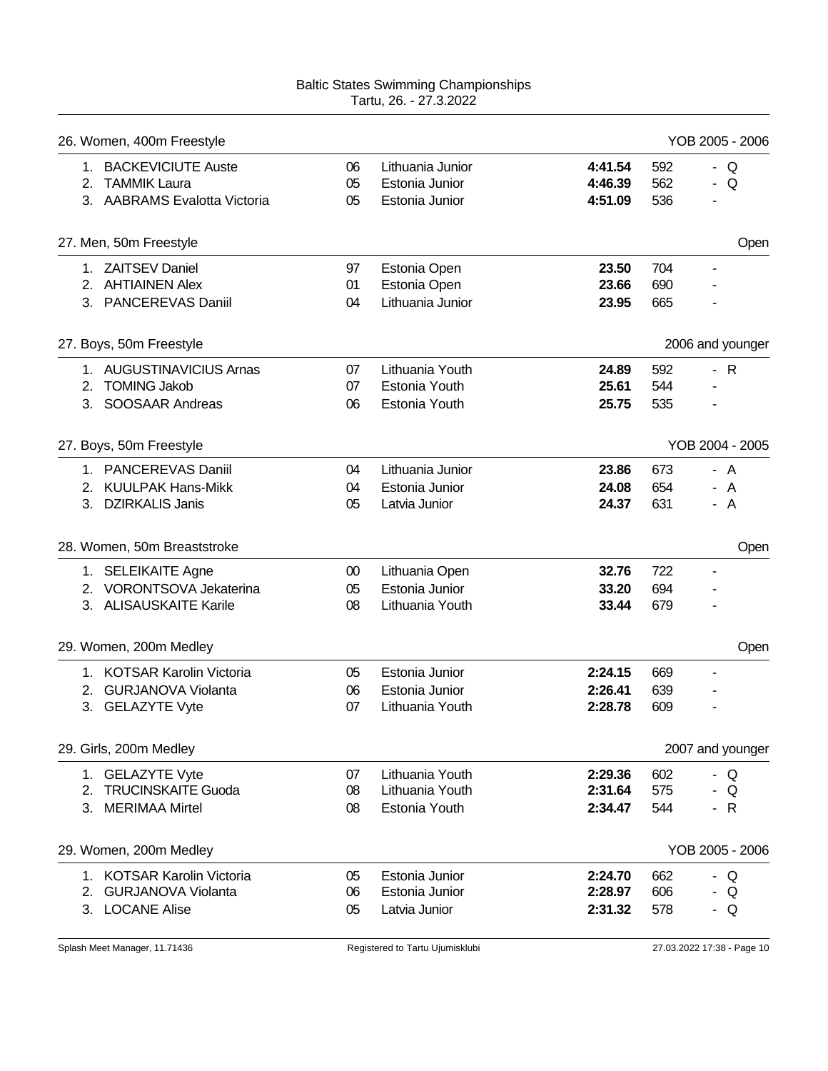Baltic States Swimming Championships
Tartu, 26. - 27.3.2022

### 26. Women, 400m Freestyle — YOB 2005 - 2006

| Place | Name | YOB | Team | Time | Points | |
|---|---|---|---|---|---|---|
| 1. | BACKEVICIUTE Auste | 06 | Lithuania Junior | **4:41.54** | 592 | - Q |
| 2. | TAMMIK Laura | 05 | Estonia Junior | **4:46.39** | 562 | - Q |
| 3. | AABRAMS Evalotta Victoria | 05 | Estonia Junior | **4:51.09** | 536 | - |

### 27. Men, 50m Freestyle — Open

| Place | Name | YOB | Team | Time | Points | |
|---|---|---|---|---|---|---|
| 1. | ZAITSEV Daniel | 97 | Estonia Open | **23.50** | 704 | - |
| 2. | AHTIAINEN Alex | 01 | Estonia Open | **23.66** | 690 | - |
| 3. | PANCEREVAS Daniil | 04 | Lithuania Junior | **23.95** | 665 | - |

### 27. Boys, 50m Freestyle — 2006 and younger

| Place | Name | YOB | Team | Time | Points | |
|---|---|---|---|---|---|---|
| 1. | AUGUSTINAVICIUS Arnas | 07 | Lithuania Youth | **24.89** | 592 | - R |
| 2. | TOMING Jakob | 07 | Estonia Youth | **25.61** | 544 | - |
| 3. | SOOSAAR Andreas | 06 | Estonia Youth | **25.75** | 535 | - |

### 27. Boys, 50m Freestyle — YOB 2004 - 2005

| Place | Name | YOB | Team | Time | Points | |
|---|---|---|---|---|---|---|
| 1. | PANCEREVAS Daniil | 04 | Lithuania Junior | **23.86** | 673 | - A |
| 2. | KUULPAK Hans-Mikk | 04 | Estonia Junior | **24.08** | 654 | - A |
| 3. | DZIRKALIS Janis | 05 | Latvia Junior | **24.37** | 631 | - A |

### 28. Women, 50m Breaststroke — Open

| Place | Name | YOB | Team | Time | Points | |
|---|---|---|---|---|---|---|
| 1. | SELEIKAITE Agne | 00 | Lithuania Open | **32.76** | 722 | - |
| 2. | VORONTSOVA Jekaterina | 05 | Estonia Junior | **33.20** | 694 | - |
| 3. | ALISAUSKAITE Karile | 08 | Lithuania Youth | **33.44** | 679 | - |

### 29. Women, 200m Medley — Open

| Place | Name | YOB | Team | Time | Points | |
|---|---|---|---|---|---|---|
| 1. | KOTSAR Karolin Victoria | 05 | Estonia Junior | **2:24.15** | 669 | - |
| 2. | GURJANOVA Violanta | 06 | Estonia Junior | **2:26.41** | 639 | - |
| 3. | GELAZYTE Vyte | 07 | Lithuania Youth | **2:28.78** | 609 | - |

### 29. Girls, 200m Medley — 2007 and younger

| Place | Name | YOB | Team | Time | Points | |
|---|---|---|---|---|---|---|
| 1. | GELAZYTE Vyte | 07 | Lithuania Youth | **2:29.36** | 602 | - Q |
| 2. | TRUCINSKAITE Guoda | 08 | Lithuania Youth | **2:31.64** | 575 | - Q |
| 3. | MERIMAA Mirtel | 08 | Estonia Youth | **2:34.47** | 544 | - R |

### 29. Women, 200m Medley — YOB 2005 - 2006

| Place | Name | YOB | Team | Time | Points | |
|---|---|---|---|---|---|---|
| 1. | KOTSAR Karolin Victoria | 05 | Estonia Junior | **2:24.70** | 662 | - Q |
| 2. | GURJANOVA Violanta | 06 | Estonia Junior | **2:28.97** | 606 | - Q |
| 3. | LOCANE Alise | 05 | Latvia Junior | **2:31.32** | 578 | - Q |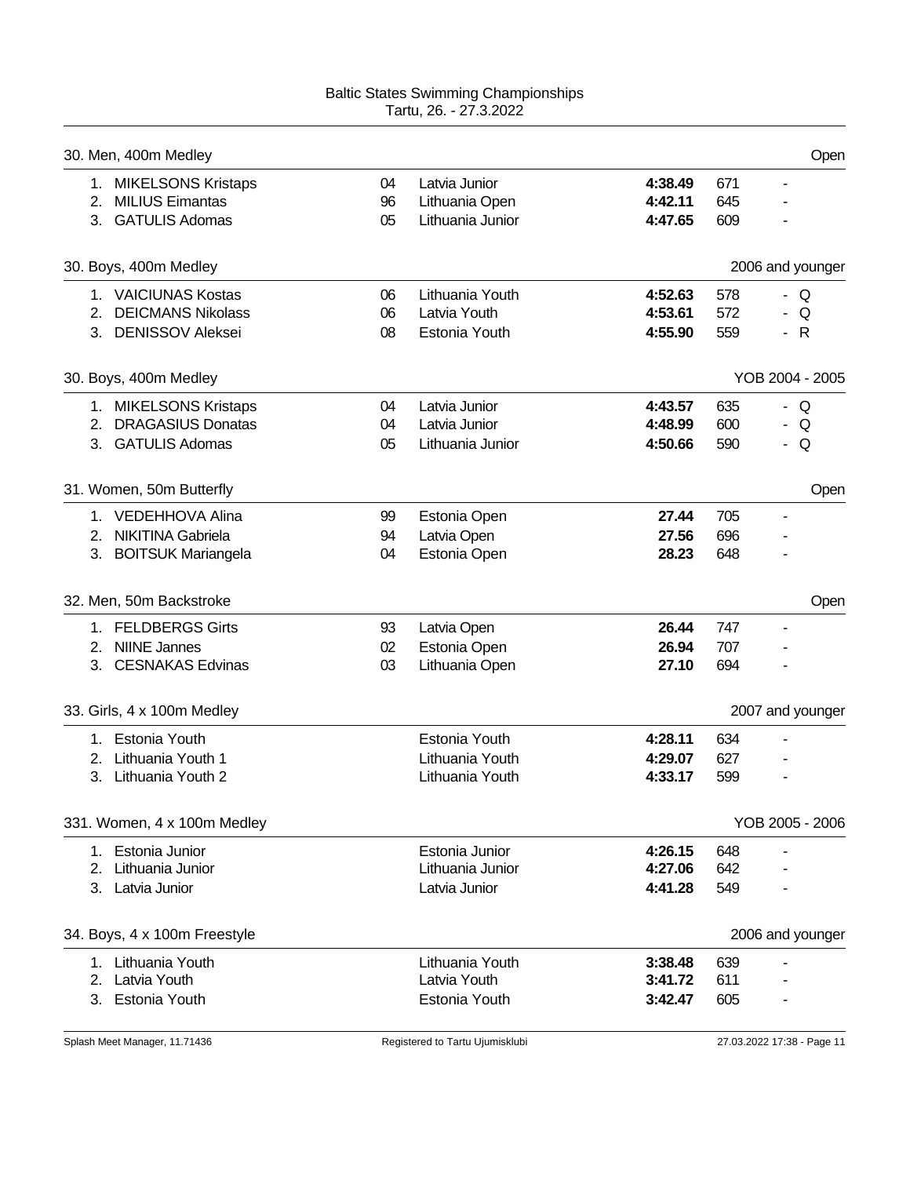Baltic States Swimming Championships
Tartu, 26. - 27.3.2022

## 30. Men, 400m Medley — Open

| Place | Name | YOB | Team | Time | Points | |
|---|---|---|---|---|---|---|
| 1. | MIKELSONS Kristaps | 04 | Latvia Junior | **4:38.49** | 671 | - |
| 2. | MILIUS Eimantas | 96 | Lithuania Open | **4:42.11** | 645 | - |
| 3. | GATULIS Adomas | 05 | Lithuania Junior | **4:47.65** | 609 | - |

## 30. Boys, 400m Medley — 2006 and younger

| Place | Name | YOB | Team | Time | Points | |
|---|---|---|---|---|---|---|
| 1. | VAICIUNAS Kostas | 06 | Lithuania Youth | **4:52.63** | 578 | - Q |
| 2. | DEICMANS Nikolass | 06 | Latvia Youth | **4:53.61** | 572 | - Q |
| 3. | DENISSOV Aleksei | 08 | Estonia Youth | **4:55.90** | 559 | - R |

## 30. Boys, 400m Medley — YOB 2004 - 2005

| Place | Name | YOB | Team | Time | Points | |
|---|---|---|---|---|---|---|
| 1. | MIKELSONS Kristaps | 04 | Latvia Junior | **4:43.57** | 635 | - Q |
| 2. | DRAGASIUS Donatas | 04 | Latvia Junior | **4:48.99** | 600 | - Q |
| 3. | GATULIS Adomas | 05 | Lithuania Junior | **4:50.66** | 590 | - Q |

## 31. Women, 50m Butterfly — Open

| Place | Name | YOB | Team | Time | Points | |
|---|---|---|---|---|---|---|
| 1. | VEDEHHOVA Alina | 99 | Estonia Open | **27.44** | 705 | - |
| 2. | NIKITINA Gabriela | 94 | Latvia Open | **27.56** | 696 | - |
| 3. | BOITSUK Mariangela | 04 | Estonia Open | **28.23** | 648 | - |

## 32. Men, 50m Backstroke — Open

| Place | Name | YOB | Team | Time | Points | |
|---|---|---|---|---|---|---|
| 1. | FELDBERGS Girts | 93 | Latvia Open | **26.44** | 747 | - |
| 2. | NIINE Jannes | 02 | Estonia Open | **26.94** | 707 | - |
| 3. | CESNAKAS Edvinas | 03 | Lithuania Open | **27.10** | 694 | - |

## 33. Girls, 4 x 100m Medley — 2007 and younger

| Place | Relay | Team | Time | Points | |
|---|---|---|---|---|---|
| 1. | Estonia Youth | Estonia Youth | **4:28.11** | 634 | - |
| 2. | Lithuania Youth 1 | Lithuania Youth | **4:29.07** | 627 | - |
| 3. | Lithuania Youth 2 | Lithuania Youth | **4:33.17** | 599 | - |

## 331. Women, 4 x 100m Medley — YOB 2005 - 2006

| Place | Relay | Team | Time | Points | |
|---|---|---|---|---|---|
| 1. | Estonia Junior | Estonia Junior | **4:26.15** | 648 | - |
| 2. | Lithuania Junior | Lithuania Junior | **4:27.06** | 642 | - |
| 3. | Latvia Junior | Latvia Junior | **4:41.28** | 549 | - |

## 34. Boys, 4 x 100m Freestyle — 2006 and younger

| Place | Relay | Team | Time | Points | |
|---|---|---|---|---|---|
| 1. | Lithuania Youth | Lithuania Youth | **3:38.48** | 639 | - |
| 2. | Latvia Youth | Latvia Youth | **3:41.72** | 611 | - |
| 3. | Estonia Youth | Estonia Youth | **3:42.47** | 605 | - |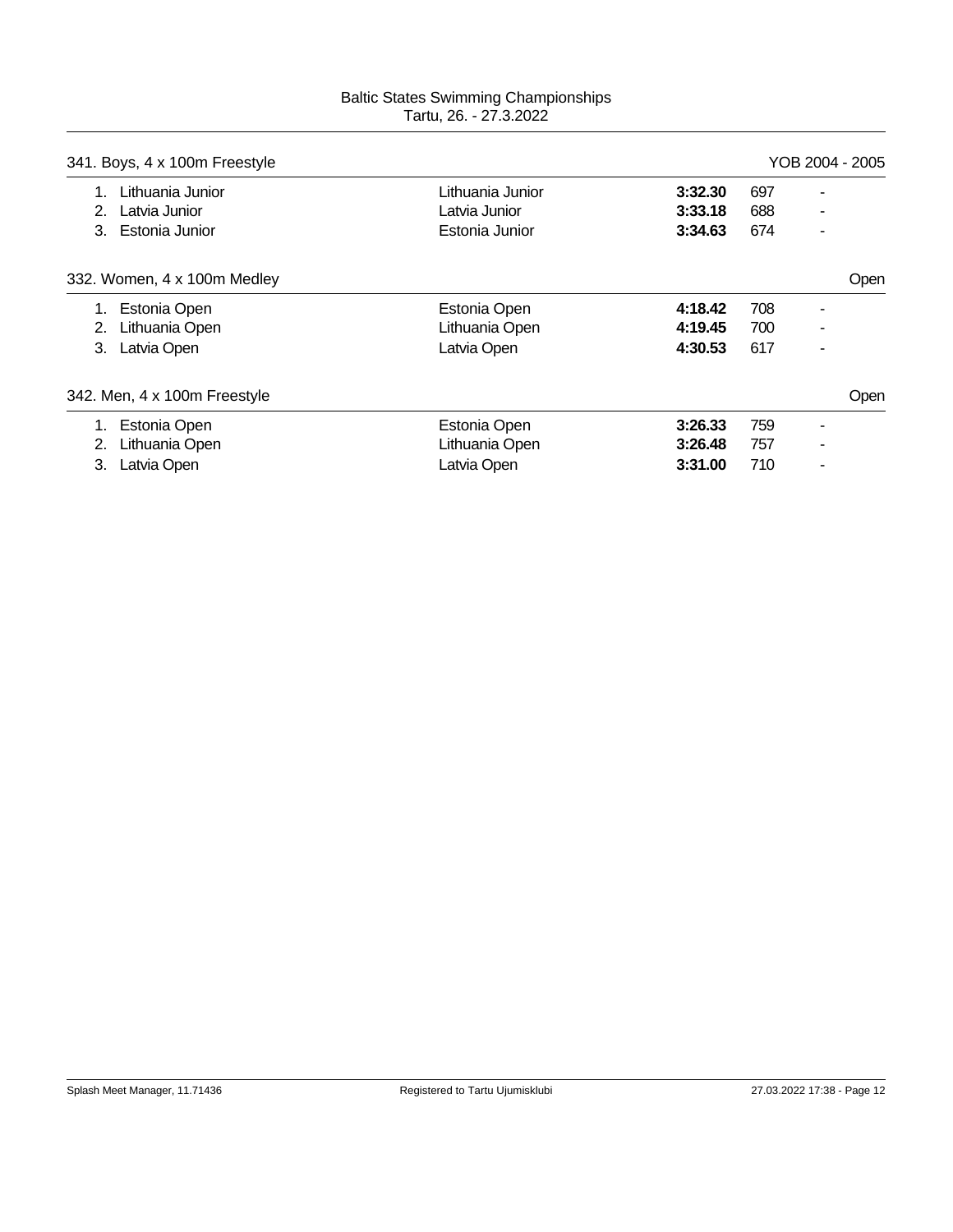### 341. Boys, 4 x 100m Freestyle — YOB 2004 - 2005

| | | | | | |
|---|---|---|---|---|---|
| 1. | Lithuania Junior | Lithuania Junior | **3:32.30** | 697 | - |
| 2. | Latvia Junior | Latvia Junior | **3:33.18** | 688 | - |
| 3. | Estonia Junior | Estonia Junior | **3:34.63** | 674 | - |

### 332. Women, 4 x 100m Medley — Open

| | | | | | |
|---|---|---|---|---|---|
| 1. | Estonia Open | Estonia Open | **4:18.42** | 708 | - |
| 2. | Lithuania Open | Lithuania Open | **4:19.45** | 700 | - |
| 3. | Latvia Open | Latvia Open | **4:30.53** | 617 | - |

### 342. Men, 4 x 100m Freestyle — Open

| | | | | | |
|---|---|---|---|---|---|
| 1. | Estonia Open | Estonia Open | **3:26.33** | 759 | - |
| 2. | Lithuania Open | Lithuania Open | **3:26.48** | 757 | - |
| 3. | Latvia Open | Latvia Open | **3:31.00** | 710 | - |